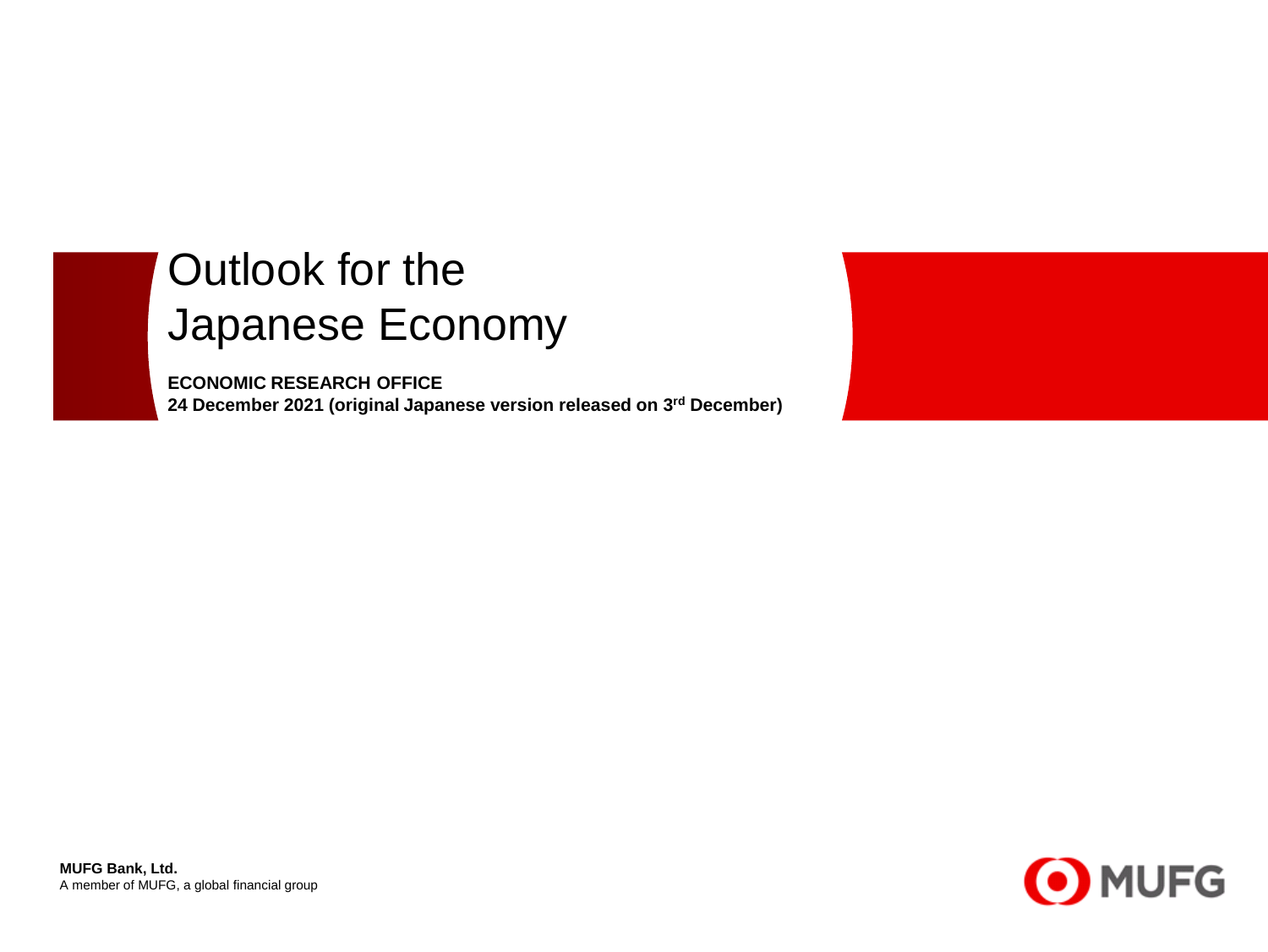# Outlook for the Japanese Economy

**ECONOMIC RESEARCH OFFICE**

**24 December 2021 (original Japanese version released on 3rd December)**

**MUFG Bank, Ltd.**

A member of MUFG, a global financial group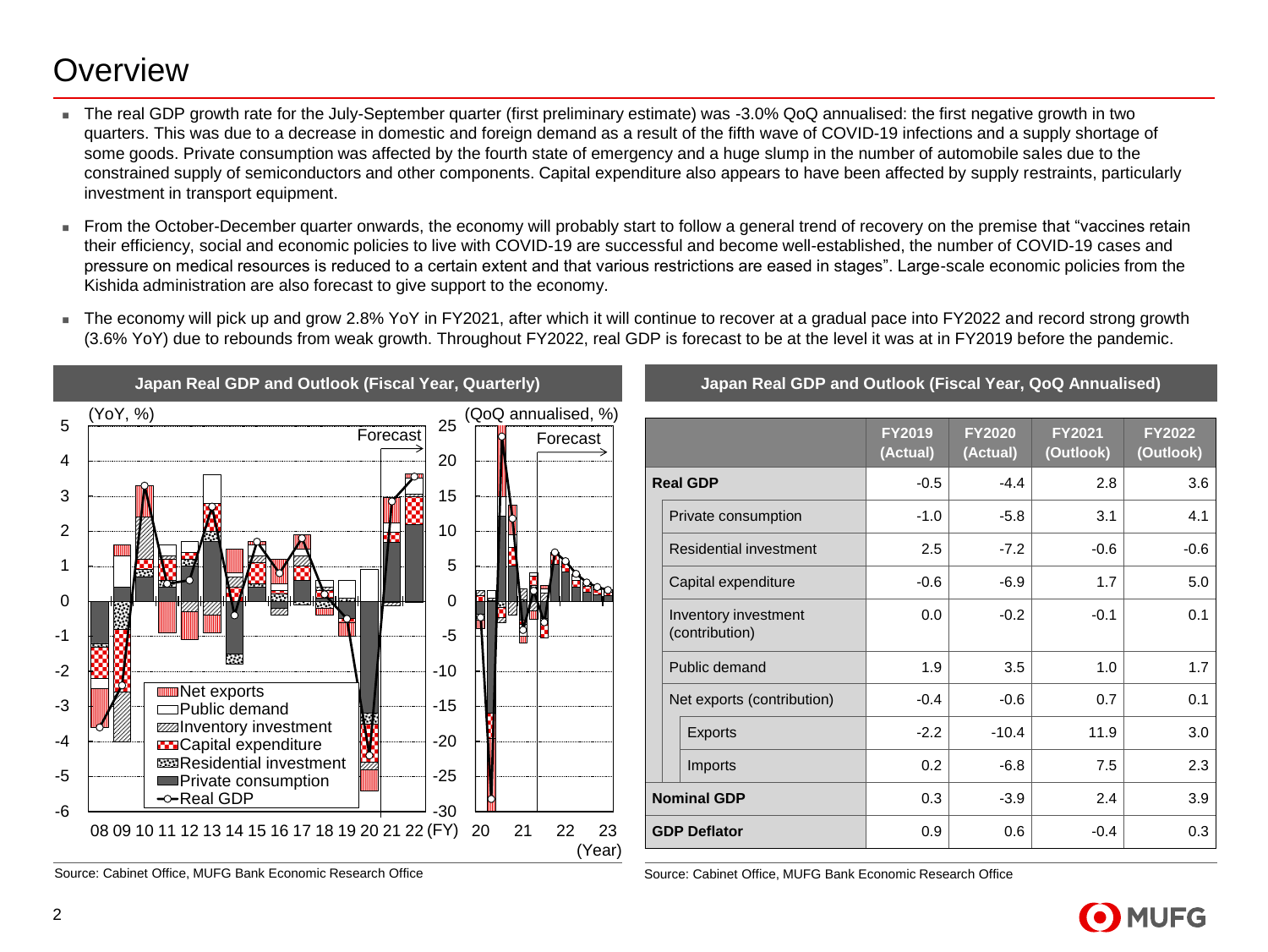# Overview

- The real GDP growth rate for the July-September quarter (first preliminary estimate) was -3.0% QoQ annualised: the first negative growth in two quarters. This was due to a decrease in domestic and foreign demand as a result of the fifth wave of COVID-19 infections and a supply shortage of some goods. Private consumption was affected by the fourth state of emergency and a huge slump in the number of automobile sales due to the constrained supply of semiconductors and other components. Capital expenditure also appears to have been affected by supply restraints, particularly investment in transport equipment.
- From the October-December quarter onwards, the economy will probably start to follow a general trend of recovery on the premise that "vaccines retain their efficiency, social and economic policies to live with COVID-19 are successful and become well-established, the number of COVID-19 cases and pressure on medical resources is reduced to a certain extent and that various restrictions are eased in stages". Large-scale economic policies from the Kishida administration are also forecast to give support to the economy.
- The economy will pick up and grow 2.8% YoY in FY2021, after which it will continue to recover at a gradual pace into FY2022 and record strong growth (3.6% YoY) due to rebounds from weak growth. Throughout FY2022, real GDP is forecast to be at the level it was at in FY2019 before the pandemic.

**Japan Real GDP and Outlook (Fiscal Year, Quarterly)**

Source: Cabinet Office, MUFG Bank Economic Research Office

**Japan Real GDP and Outlook (Fiscal Year, QoQ Annualised)**

| | FY2019 (Actual) | FY2020 (Actual) | FY2021 (Outlook) | FY2022 (Outlook) |
|---|---|---|---|---|
| **Real GDP** | -0.5 | -4.4 | 2.8 | 3.6 |
| Private consumption | -1.0 | -5.8 | 3.1 | 4.1 |
| Residential investment | 2.5 | -7.2 | -0.6 | -0.6 |
| Capital expenditure | -0.6 | -6.9 | 1.7 | 5.0 |
| Inventory investment (contribution) | 0.0 | -0.2 | -0.1 | 0.1 |
| Public demand | 1.9 | 3.5 | 1.0 | 1.7 |
| Net exports (contribution) | -0.4 | -0.6 | 0.7 | 0.1 |
| Exports | -2.2 | -10.4 | 11.9 | 3.0 |
| Imports | 0.2 | -6.8 | 7.5 | 2.3 |
| **Nominal GDP** | 0.3 | -3.9 | 2.4 | 3.9 |
| **GDP Deflator** | 0.9 | 0.6 | -0.4 | 0.3 |

Source: Cabinet Office, MUFG Bank Economic Research Office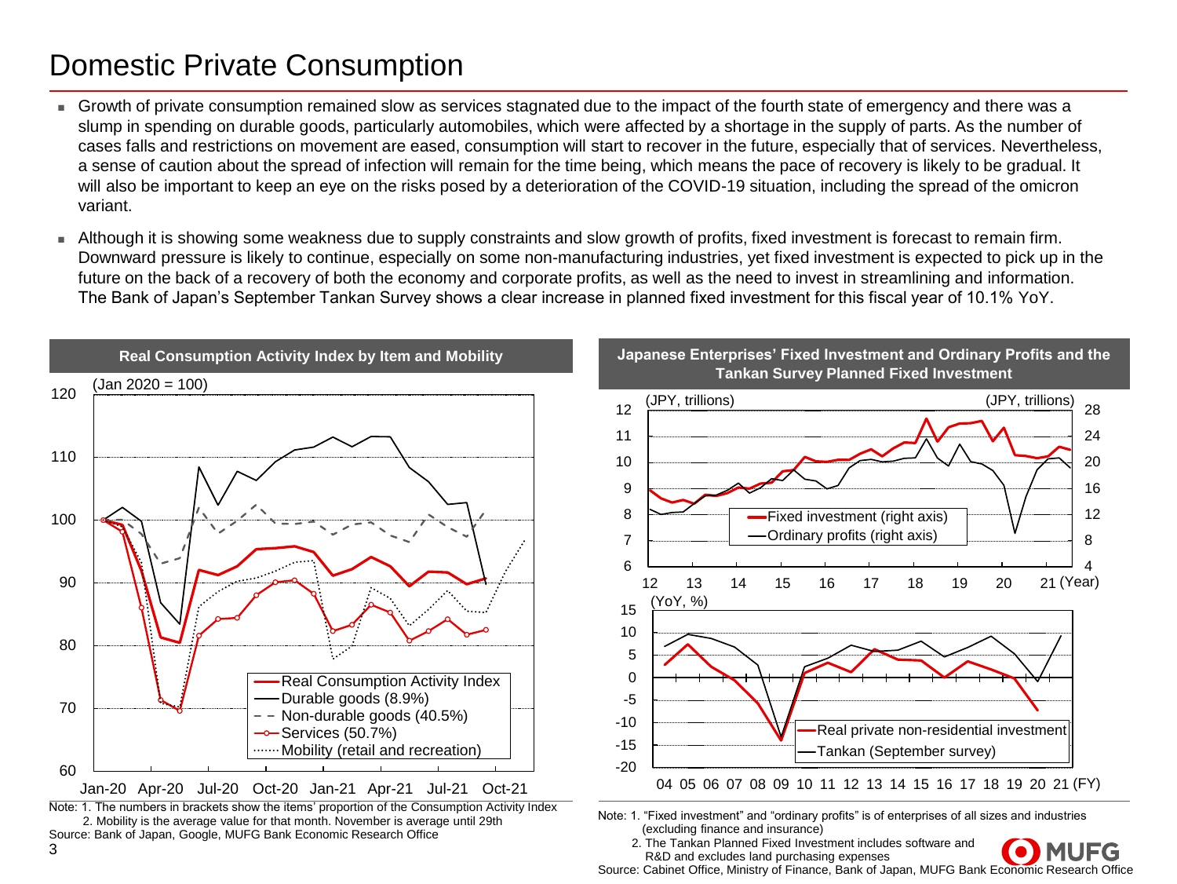# Domestic Private Consumption

- Growth of private consumption remained slow as services stagnated due to the impact of the fourth state of emergency and there was a slump in spending on durable goods, particularly automobiles, which were affected by a shortage in the supply of parts. As the number of cases falls and restrictions on movement are eased, consumption will start to recover in the future, especially that of services. Nevertheless, a sense of caution about the spread of infection will remain for the time being, which means the pace of recovery is likely to be gradual. It will also be important to keep an eye on the risks posed by a deterioration of the COVID-19 situation, including the spread of the omicron variant.
- Although it is showing some weakness due to supply constraints and slow growth of profits, fixed investment is forecast to remain firm. Downward pressure is likely to continue, especially on some non-manufacturing industries, yet fixed investment is expected to pick up in the future on the back of a recovery of both the economy and corporate profits, as well as the need to invest in streamlining and information. The Bank of Japan's September Tankan Survey shows a clear increase in planned fixed investment for this fiscal year of 10.1% YoY.

**Real Consumption Activity Index by Item and Mobility**

(Jan 2020 = 100)

Legend: Real Consumption Activity Index; Durable goods (8.9%); Non-durable goods (40.5%); Services (50.7%); Mobility (retail and recreation)

Note: 1. The numbers in brackets show the items' proportion of the Consumption Activity Index
2. Mobility is the average value for that month. November is average until 29th
Source: Bank of Japan, Google, MUFG Bank Economic Research Office

**Japanese Enterprises' Fixed Investment and Ordinary Profits and the Tankan Survey Planned Fixed Investment**

(JPY, trillions)

Legend: Fixed investment (right axis); Ordinary profits (right axis)

(YoY, %)

Legend: Real private non-residential investment; Tankan (September survey)

Note: 1. "Fixed investment" and "ordinary profits" is of enterprises of all sizes and industries (excluding finance and insurance)
2. The Tankan Planned Fixed Investment includes software and R&D and excludes land purchasing expenses
Source: Cabinet Office, Ministry of Finance, Bank of Japan, MUFG Bank Economic Research Office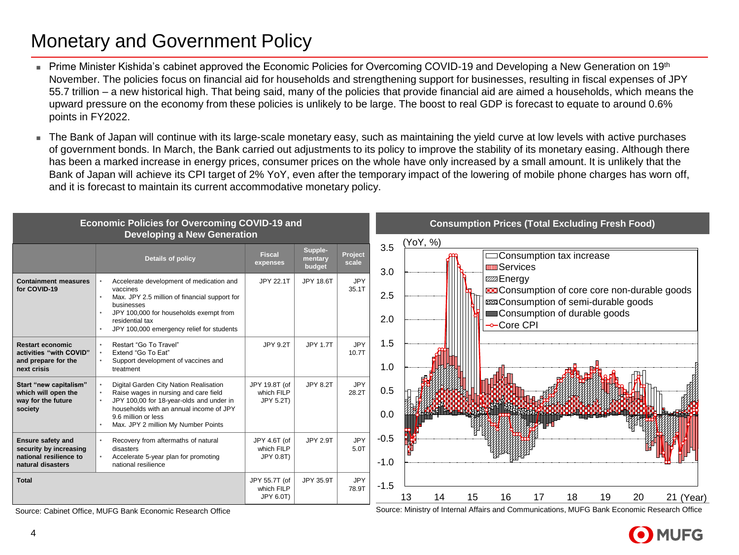# Monetary and Government Policy

- Prime Minister Kishida's cabinet approved the Economic Policies for Overcoming COVID-19 and Developing a New Generation on 19th November. The policies focus on financial aid for households and strengthening support for businesses, resulting in fiscal expenses of JPY 55.7 trillion – a new historical high. That being said, many of the policies that provide financial aid are aimed a households, which means the upward pressure on the economy from these policies is unlikely to be large. The boost to real GDP is forecast to equate to around 0.6% points in FY2022.
- The Bank of Japan will continue with its large-scale monetary easy, such as maintaining the yield curve at low levels with active purchases of government bonds. In March, the Bank carried out adjustments to its policy to improve the stability of its monetary easing. Although there has been a marked increase in energy prices, consumer prices on the whole have only increased by a small amount. It is unlikely that the Bank of Japan will achieve its CPI target of 2% YoY, even after the temporary impact of the lowering of mobile phone charges has worn off, and it is forecast to maintain its current accommodative monetary policy.

**Economic Policies for Overcoming COVID-19 and Developing a New Generation**

| | Details of policy | Fiscal expenses | Supple-mentary budget | Project scale |
|---|---|---|---|---|
| **Containment measures for COVID-19** | • Accelerate development of medication and vaccines<br>• Max. JPY 2.5 million of financial support for businesses<br>• JPY 100,000 for households exempt from residential tax<br>• JPY 100,000 emergency relief for students | JPY 22.1T | JPY 18.6T | JPY 35.1T |
| **Restart economic activities "with COVID" and prepare for the next crisis** | • Restart "Go To Travel"<br>• Extend "Go To Eat"<br>• Support development of vaccines and treatment | JPY 9.2T | JPY 1.7T | JPY 10.7T |
| **Start "new capitalism" which will open the way for the future society** | • Digital Garden City Nation Realisation<br>• Raise wages in nursing and care field<br>• JPY 100,00 for 18-year-olds and under in households with an annual income of JPY 9.6 million or less<br>• Max. JPY 2 million My Number Points | JPY 19.8T (of which FILP JPY 5.2T) | JPY 8.2T | JPY 28.2T |
| **Ensure safety and security by increasing national resilience to natural disasters** | • Recovery from aftermaths of natural disasters<br>• Accelerate 5-year plan for promoting national resilience | JPY 4.6T (of which FILP JPY 0.8T) | JPY 2.9T | JPY 5.0T |
| **Total** | | JPY 55.7T (of which FILP JPY 6.0T) | JPY 35.9T | JPY 78.9T |

Source: Cabinet Office, MUFG Bank Economic Research Office

**Consumption Prices (Total Excluding Fresh Food)**

Source: Ministry of Internal Affairs and Communications, MUFG Bank Economic Research Office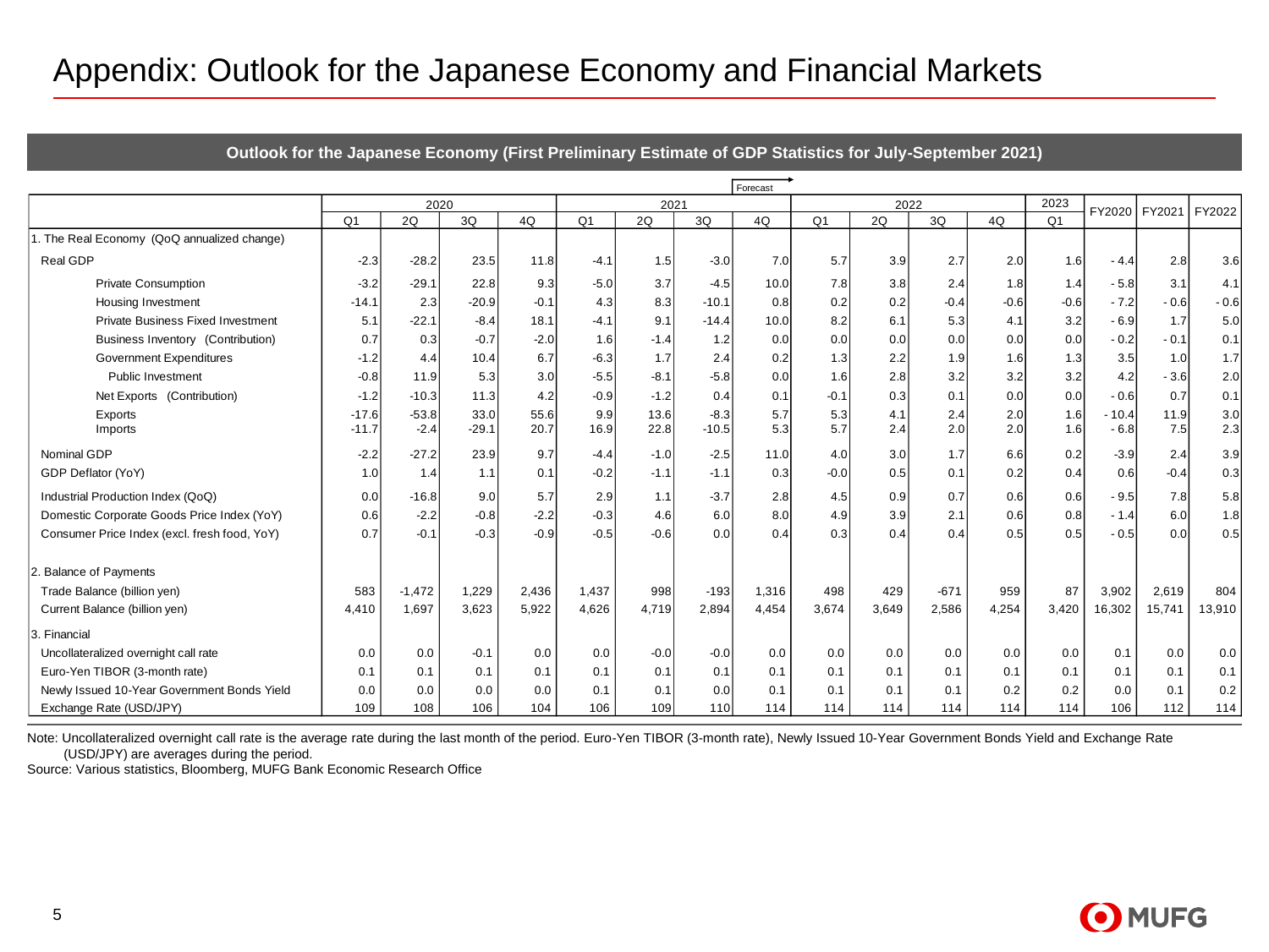# Appendix: Outlook for the Japanese Economy and Financial Markets

**Outlook for the Japanese Economy (First Preliminary Estimate of GDP Statistics for July-September 2021)**

Forecast →

| | 2020 | | | | 2021 | | | | 2022 | | | | 2023 | FY2020 | FY2021 | FY2022 |
|---|---|---|---|---|---|---|---|---|---|---|---|---|---|---|---|---|
| | Q1 | 2Q | 3Q | 4Q | Q1 | 2Q | 3Q | 4Q | Q1 | 2Q | 3Q | 4Q | Q1 | | | |
| 1. The Real Economy (QoQ annualized change) | | | | | | | | | | | | | | | | |
| Real GDP | -2.3 | -28.2 | 23.5 | 11.8 | -4.1 | 1.5 | -3.0 | 7.0 | 5.7 | 3.9 | 2.7 | 2.0 | 1.6 | - 4.4 | 2.8 | 3.6 |
| Private Consumption | -3.2 | -29.1 | 22.8 | 9.3 | -5.0 | 3.7 | -4.5 | 10.0 | 7.8 | 3.8 | 2.4 | 1.8 | 1.4 | - 5.8 | 3.1 | 4.1 |
| Housing Investment | -14.1 | 2.3 | -20.9 | -0.1 | 4.3 | 8.3 | -10.1 | 0.8 | 0.2 | 0.2 | -0.4 | -0.6 | -0.6 | - 7.2 | - 0.6 | - 0.6 |
| Private Business Fixed Investment | 5.1 | -22.1 | -8.4 | 18.1 | -4.1 | 9.1 | -14.4 | 10.0 | 8.2 | 6.1 | 5.3 | 4.1 | 3.2 | - 6.9 | 1.7 | 5.0 |
| Business Inventory (Contribution) | 0.7 | 0.3 | -0.7 | -2.0 | 1.6 | -1.4 | 1.2 | 0.0 | 0.0 | 0.0 | 0.0 | 0.0 | 0.0 | - 0.2 | - 0.1 | 0.1 |
| Government Expenditures | -1.2 | 4.4 | 10.4 | 6.7 | -6.3 | 1.7 | 2.4 | 0.2 | 1.3 | 2.2 | 1.9 | 1.6 | 1.3 | 3.5 | 1.0 | 1.7 |
| Public Investment | -0.8 | 11.9 | 5.3 | 3.0 | -5.5 | -8.1 | -5.8 | 0.0 | 1.6 | 2.8 | 3.2 | 3.2 | 3.2 | 4.2 | - 3.6 | 2.0 |
| Net Exports (Contribution) | -1.2 | -10.3 | 11.3 | 4.2 | -0.9 | -1.2 | 0.4 | 0.1 | -0.1 | 0.3 | 0.1 | 0.0 | 0.0 | - 0.6 | 0.7 | 0.1 |
| Exports | -17.6 | -53.8 | 33.0 | 55.6 | 9.9 | 13.6 | -8.3 | 5.7 | 5.3 | 4.1 | 2.4 | 2.0 | 1.6 | - 10.4 | 11.9 | 3.0 |
| Imports | -11.7 | -2.4 | -29.1 | 20.7 | 16.9 | 22.8 | -10.5 | 5.3 | 5.7 | 2.4 | 2.0 | 2.0 | 1.6 | - 6.8 | 7.5 | 2.3 |
| Nominal GDP | -2.2 | -27.2 | 23.9 | 9.7 | -4.4 | -1.0 | -2.5 | 11.0 | 4.0 | 3.0 | 1.7 | 6.6 | 0.2 | -3.9 | 2.4 | 3.9 |
| GDP Deflator (YoY) | 1.0 | 1.4 | 1.1 | 0.1 | -0.2 | -1.1 | -1.1 | 0.3 | -0.0 | 0.5 | 0.1 | 0.2 | 0.4 | 0.6 | -0.4 | 0.3 |
| Industrial Production Index (QoQ) | 0.0 | -16.8 | 9.0 | 5.7 | 2.9 | 1.1 | -3.7 | 2.8 | 4.5 | 0.9 | 0.7 | 0.6 | 0.6 | - 9.5 | 7.8 | 5.8 |
| Domestic Corporate Goods Price Index (YoY) | 0.6 | -2.2 | -0.8 | -2.2 | -0.3 | 4.6 | 6.0 | 8.0 | 4.9 | 3.9 | 2.1 | 0.6 | 0.8 | - 1.4 | 6.0 | 1.8 |
| Consumer Price Index (excl. fresh food, YoY) | 0.7 | -0.1 | -0.3 | -0.9 | -0.5 | -0.6 | 0.0 | 0.4 | 0.3 | 0.4 | 0.4 | 0.5 | 0.5 | - 0.5 | 0.0 | 0.5 |
| 2. Balance of Payments | | | | | | | | | | | | | | | | |
| Trade Balance (billion yen) | 583 | -1,472 | 1,229 | 2,436 | 1,437 | 998 | -193 | 1,316 | 498 | 429 | -671 | 959 | 87 | 3,902 | 2,619 | 804 |
| Current Balance (billion yen) | 4,410 | 1,697 | 3,623 | 5,922 | 4,626 | 4,719 | 2,894 | 4,454 | 3,674 | 3,649 | 2,586 | 4,254 | 3,420 | 16,302 | 15,741 | 13,910 |
| 3. Financial | | | | | | | | | | | | | | | | |
| Uncollateralized overnight call rate | 0.0 | 0.0 | -0.1 | 0.0 | 0.0 | -0.0 | -0.0 | 0.0 | 0.0 | 0.0 | 0.0 | 0.0 | 0.0 | 0.1 | 0.0 | 0.0 |
| Euro-Yen TIBOR (3-month rate) | 0.1 | 0.1 | 0.1 | 0.1 | 0.1 | 0.1 | 0.1 | 0.1 | 0.1 | 0.1 | 0.1 | 0.1 | 0.1 | 0.1 | 0.1 | 0.1 |
| Newly Issued 10-Year Government Bonds Yield | 0.0 | 0.0 | 0.0 | 0.0 | 0.1 | 0.1 | 0.0 | 0.1 | 0.1 | 0.1 | 0.1 | 0.2 | 0.2 | 0.0 | 0.1 | 0.2 |
| Exchange Rate (USD/JPY) | 109 | 108 | 106 | 104 | 106 | 109 | 110 | 114 | 114 | 114 | 114 | 114 | 114 | 106 | 112 | 114 |

Note: Uncollateralized overnight call rate is the average rate during the last month of the period. Euro-Yen TIBOR (3-month rate), Newly Issued 10-Year Government Bonds Yield and Exchange Rate (USD/JPY) are averages during the period.

Source: Various statistics, Bloomberg, MUFG Bank Economic Research Office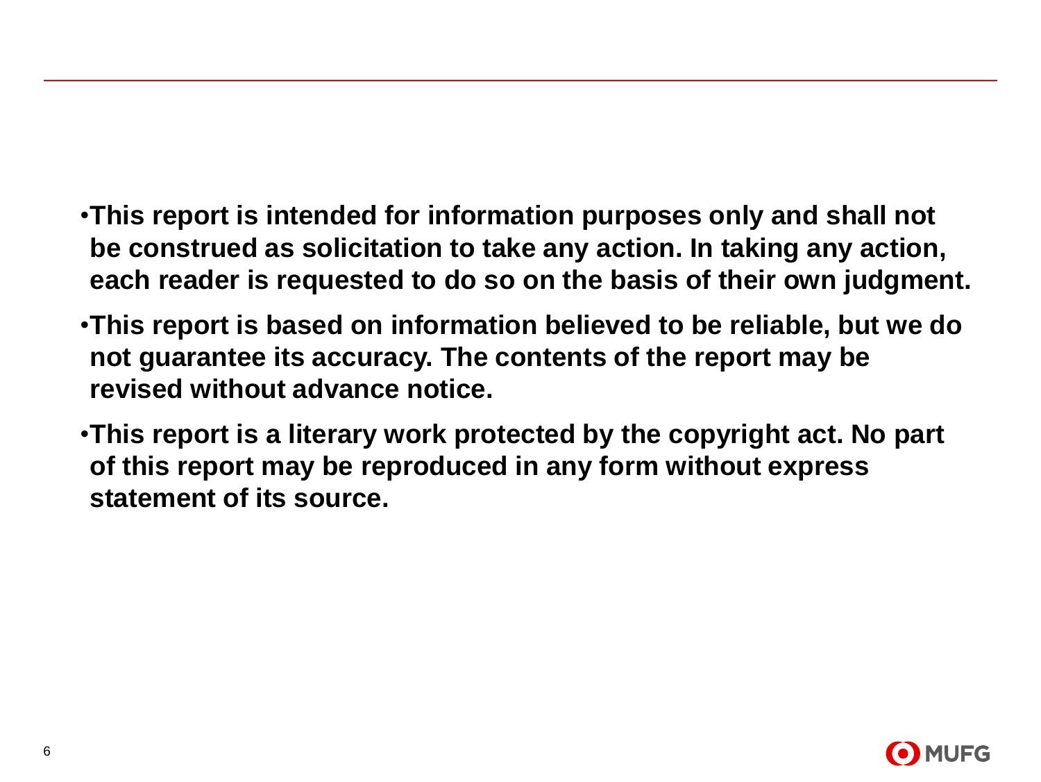- **This report is intended for information purposes only and shall not be construed as solicitation to take any action. In taking any action, each reader is requested to do so on the basis of their own judgment.**
- **This report is based on information believed to be reliable, but we do not guarantee its accuracy. The contents of the report may be revised without advance notice.**
- **This report is a literary work protected by the copyright act. No part of this report may be reproduced in any form without express statement of its source.**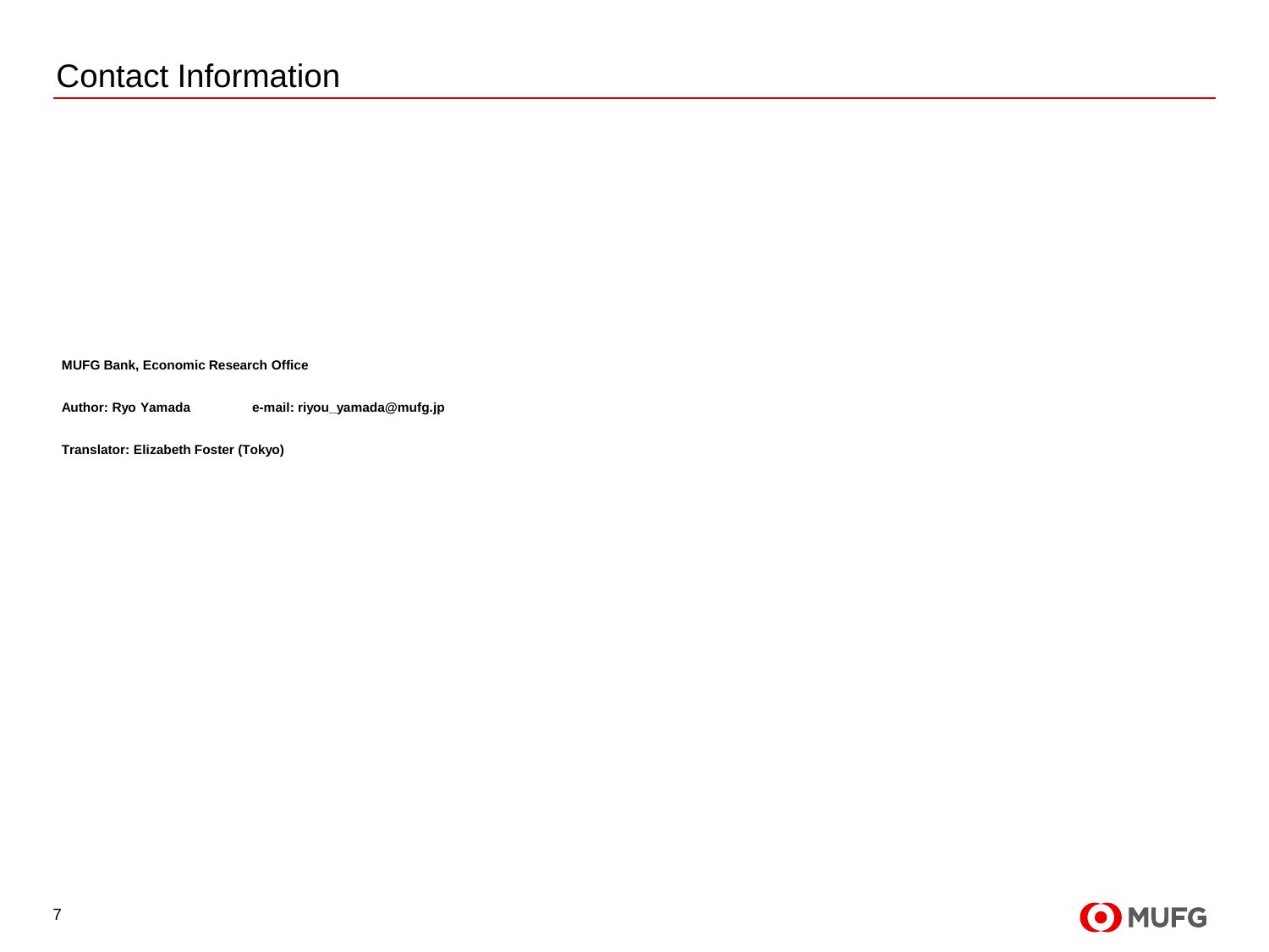# Contact Information

**MUFG Bank, Economic Research Office**

**Author: Ryo Yamada** **e-mail: riyou_yamada@mufg.jp**

**Translator: Elizabeth Foster (Tokyo)**